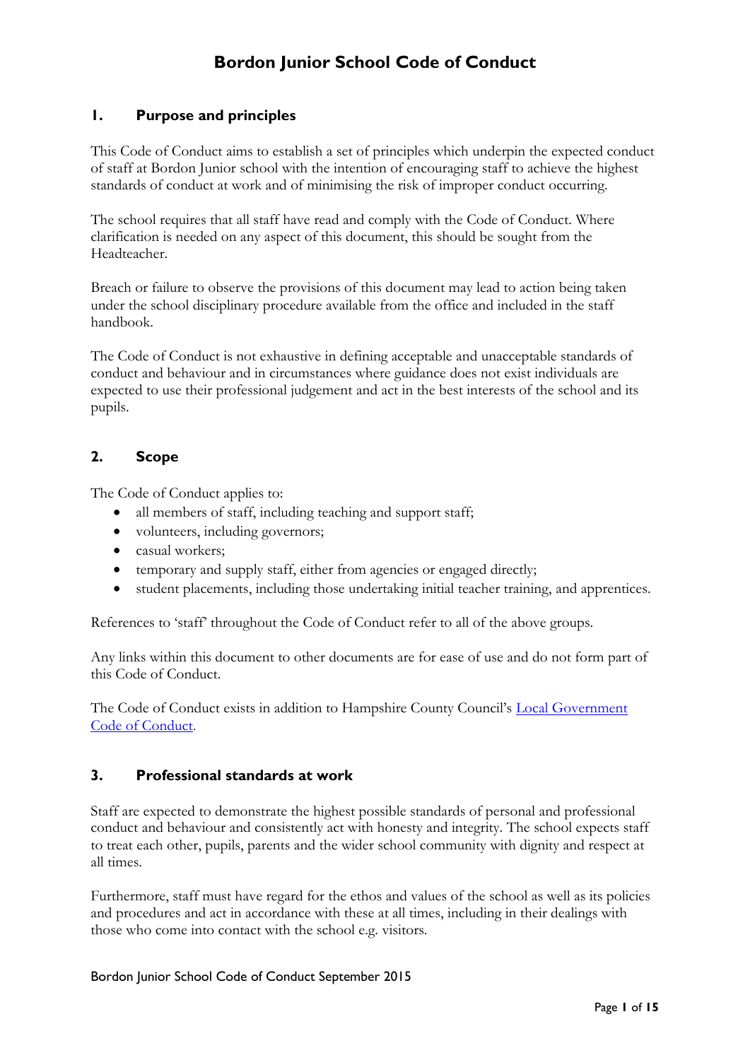# Bordon Junior School Code of Conduct

## 1. Purpose and principles

This Code of Conduct aims to establish a set of principles which underpin the expected conduct of staff at Bordon Junior school with the intention of encouraging staff to achieve the highest standards of conduct at work and of minimising the risk of improper conduct occurring.

The school requires that all staff have read and comply with the Code of Conduct. Where clarification is needed on any aspect of this document, this should be sought from the Headteacher.

Breach or failure to observe the provisions of this document may lead to action being taken under the school disciplinary procedure available from the office and included in the staff handbook.

The Code of Conduct is not exhaustive in defining acceptable and unacceptable standards of conduct and behaviour and in circumstances where guidance does not exist individuals are expected to use their professional judgement and act in the best interests of the school and its pupils.

## 2. Scope

The Code of Conduct applies to:

- all members of staff, including teaching and support staff;
- volunteers, including governors;
- casual workers;
- temporary and supply staff, either from agencies or engaged directly;
- student placements, including those undertaking initial teacher training, and apprentices.

References to 'staff' throughout the Code of Conduct refer to all of the above groups.

Any links within this document to other documents are for ease of use and do not form part of this Code of Conduct.

The Code of Conduct exists in addition to Hampshire County Council's Local Government Code of Conduct.

## 3. Professional standards at work

Staff are expected to demonstrate the highest possible standards of personal and professional conduct and behaviour and consistently act with honesty and integrity. The school expects staff to treat each other, pupils, parents and the wider school community with dignity and respect at all times.

Furthermore, staff must have regard for the ethos and values of the school as well as its policies and procedures and act in accordance with these at all times, including in their dealings with those who come into contact with the school e.g. visitors.

Bordon Junior School Code of Conduct September 2015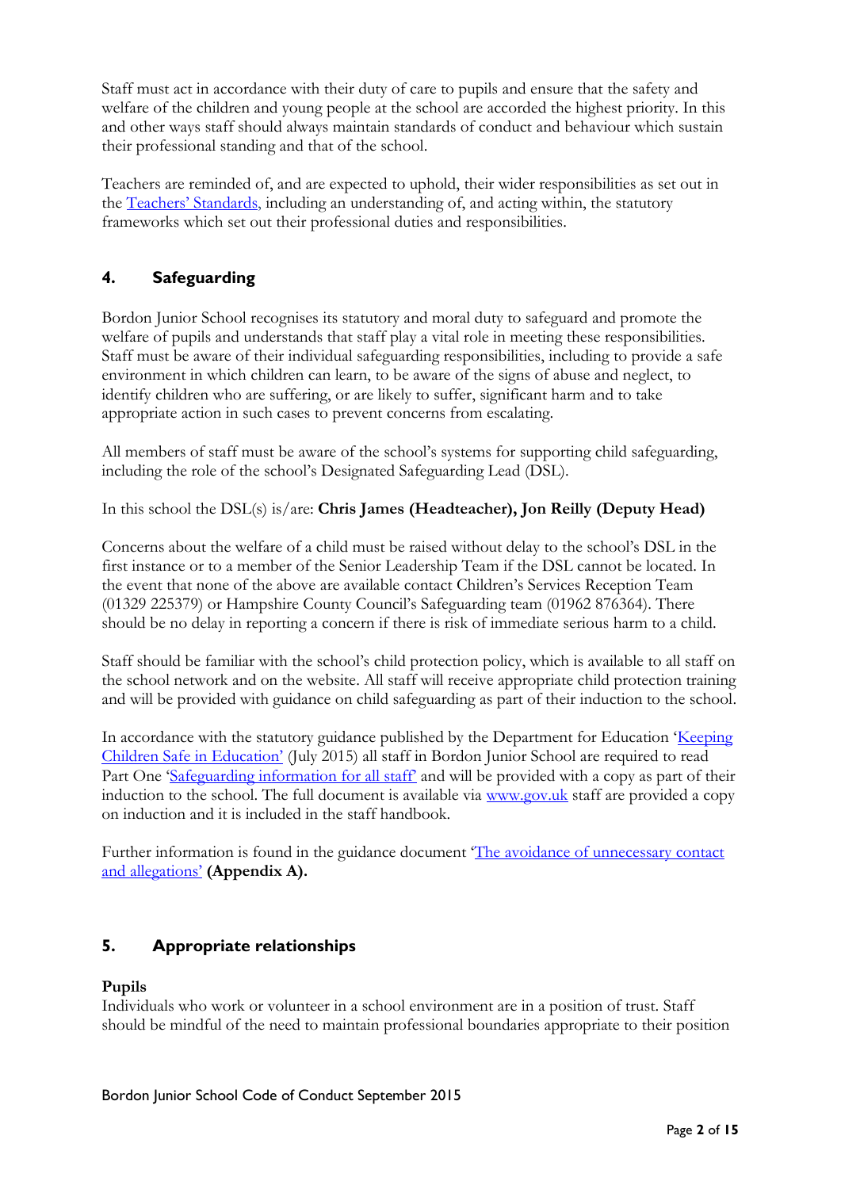Staff must act in accordance with their duty of care to pupils and ensure that the safety and welfare of the children and young people at the school are accorded the highest priority. In this and other ways staff should always maintain standards of conduct and behaviour which sustain their professional standing and that of the school.

Teachers are reminded of, and are expected to uphold, their wider responsibilities as set out in the Teachers' Standards, including an understanding of, and acting within, the statutory frameworks which set out their professional duties and responsibilities.

## 4. Safeguarding

Bordon Junior School recognises its statutory and moral duty to safeguard and promote the welfare of pupils and understands that staff play a vital role in meeting these responsibilities. Staff must be aware of their individual safeguarding responsibilities, including to provide a safe environment in which children can learn, to be aware of the signs of abuse and neglect, to identify children who are suffering, or are likely to suffer, significant harm and to take appropriate action in such cases to prevent concerns from escalating.

All members of staff must be aware of the school's systems for supporting child safeguarding, including the role of the school's Designated Safeguarding Lead (DSL).

In this school the DSL(s) is/are: **Chris James (Headteacher), Jon Reilly (Deputy Head)**

Concerns about the welfare of a child must be raised without delay to the school's DSL in the first instance or to a member of the Senior Leadership Team if the DSL cannot be located. In the event that none of the above are available contact Children's Services Reception Team (01329 225379) or Hampshire County Council's Safeguarding team (01962 876364). There should be no delay in reporting a concern if there is risk of immediate serious harm to a child.

Staff should be familiar with the school's child protection policy, which is available to all staff on the school network and on the website. All staff will receive appropriate child protection training and will be provided with guidance on child safeguarding as part of their induction to the school.

In accordance with the statutory guidance published by the Department for Education 'Keeping Children Safe in Education' (July 2015) all staff in Bordon Junior School are required to read Part One 'Safeguarding information for all staff' and will be provided with a copy as part of their induction to the school. The full document is available via www.gov.uk staff are provided a copy on induction and it is included in the staff handbook.

Further information is found in the guidance document 'The avoidance of unnecessary contact and allegations' **(Appendix A).**

## 5. Appropriate relationships

**Pupils**

Individuals who work or volunteer in a school environment are in a position of trust. Staff should be mindful of the need to maintain professional boundaries appropriate to their position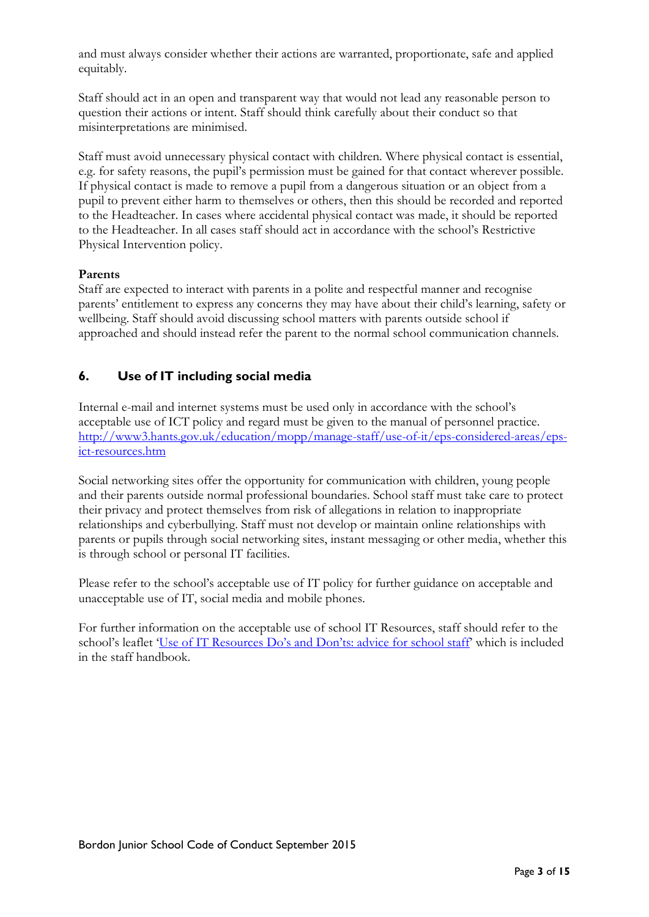and must always consider whether their actions are warranted, proportionate, safe and applied equitably.

Staff should act in an open and transparent way that would not lead any reasonable person to question their actions or intent. Staff should think carefully about their conduct so that misinterpretations are minimised.

Staff must avoid unnecessary physical contact with children. Where physical contact is essential, e.g. for safety reasons, the pupil's permission must be gained for that contact wherever possible. If physical contact is made to remove a pupil from a dangerous situation or an object from a pupil to prevent either harm to themselves or others, then this should be recorded and reported to the Headteacher. In cases where accidental physical contact was made, it should be reported to the Headteacher. In all cases staff should act in accordance with the school's Restrictive Physical Intervention policy.

**Parents**

Staff are expected to interact with parents in a polite and respectful manner and recognise parents' entitlement to express any concerns they may have about their child's learning, safety or wellbeing. Staff should avoid discussing school matters with parents outside school if approached and should instead refer the parent to the normal school communication channels.

## 6. Use of IT including social media

Internal e-mail and internet systems must be used only in accordance with the school's acceptable use of ICT policy and regard must be given to the manual of personnel practice. [http://www3.hants.gov.uk/education/mopp/manage-staff/use-of-it/eps-considered-areas/eps-ict-resources.htm](http://www3.hants.gov.uk/education/mopp/manage-staff/use-of-it/eps-considered-areas/eps-ict-resources.htm)

Social networking sites offer the opportunity for communication with children, young people and their parents outside normal professional boundaries. School staff must take care to protect their privacy and protect themselves from risk of allegations in relation to inappropriate relationships and cyberbullying. Staff must not develop or maintain online relationships with parents or pupils through social networking sites, instant messaging or other media, whether this is through school or personal IT facilities.

Please refer to the school's acceptable use of IT policy for further guidance on acceptable and unacceptable use of IT, social media and mobile phones.

For further information on the acceptable use of school IT Resources, staff should refer to the school's leaflet 'Use of IT Resources Do's and Don'ts: advice for school staff' which is included in the staff handbook.

Bordon Junior School Code of Conduct September 2015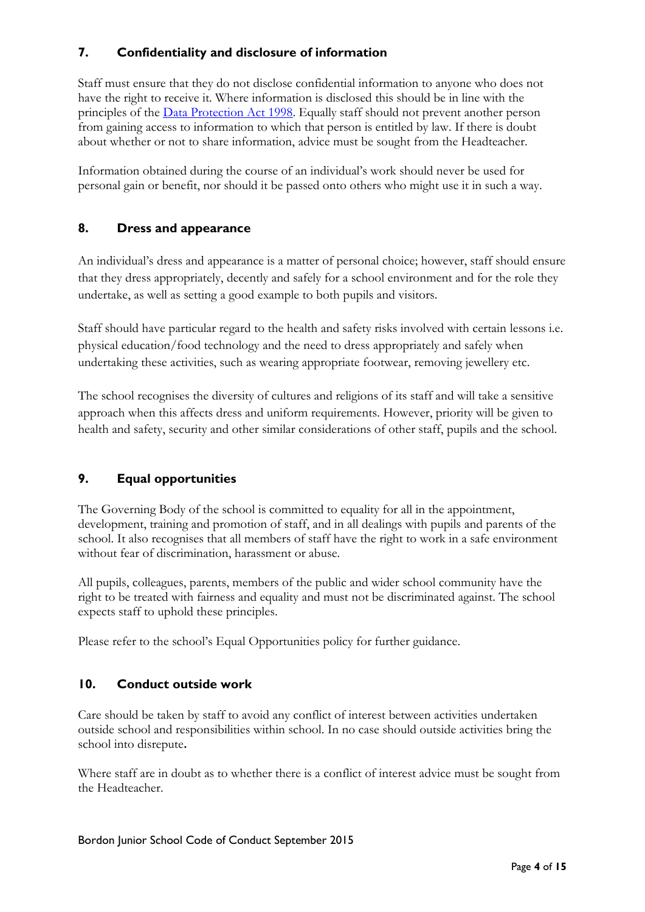## 7. Confidentiality and disclosure of information

Staff must ensure that they do not disclose confidential information to anyone who does not have the right to receive it. Where information is disclosed this should be in line with the principles of the [Data Protection Act 1998](). Equally staff should not prevent another person from gaining access to information to which that person is entitled by law. If there is doubt about whether or not to share information, advice must be sought from the Headteacher.

Information obtained during the course of an individual's work should never be used for personal gain or benefit, nor should it be passed onto others who might use it in such a way.

## 8. Dress and appearance

An individual's dress and appearance is a matter of personal choice; however, staff should ensure that they dress appropriately, decently and safely for a school environment and for the role they undertake, as well as setting a good example to both pupils and visitors.

Staff should have particular regard to the health and safety risks involved with certain lessons i.e. physical education/food technology and the need to dress appropriately and safely when undertaking these activities, such as wearing appropriate footwear, removing jewellery etc.

The school recognises the diversity of cultures and religions of its staff and will take a sensitive approach when this affects dress and uniform requirements. However, priority will be given to health and safety, security and other similar considerations of other staff, pupils and the school.

## 9. Equal opportunities

The Governing Body of the school is committed to equality for all in the appointment, development, training and promotion of staff, and in all dealings with pupils and parents of the school. It also recognises that all members of staff have the right to work in a safe environment without fear of discrimination, harassment or abuse.

All pupils, colleagues, parents, members of the public and wider school community have the right to be treated with fairness and equality and must not be discriminated against. The school expects staff to uphold these principles.

Please refer to the school's Equal Opportunities policy for further guidance.

## 10. Conduct outside work

Care should be taken by staff to avoid any conflict of interest between activities undertaken outside school and responsibilities within school. In no case should outside activities bring the school into disrepute**.**

Where staff are in doubt as to whether there is a conflict of interest advice must be sought from the Headteacher.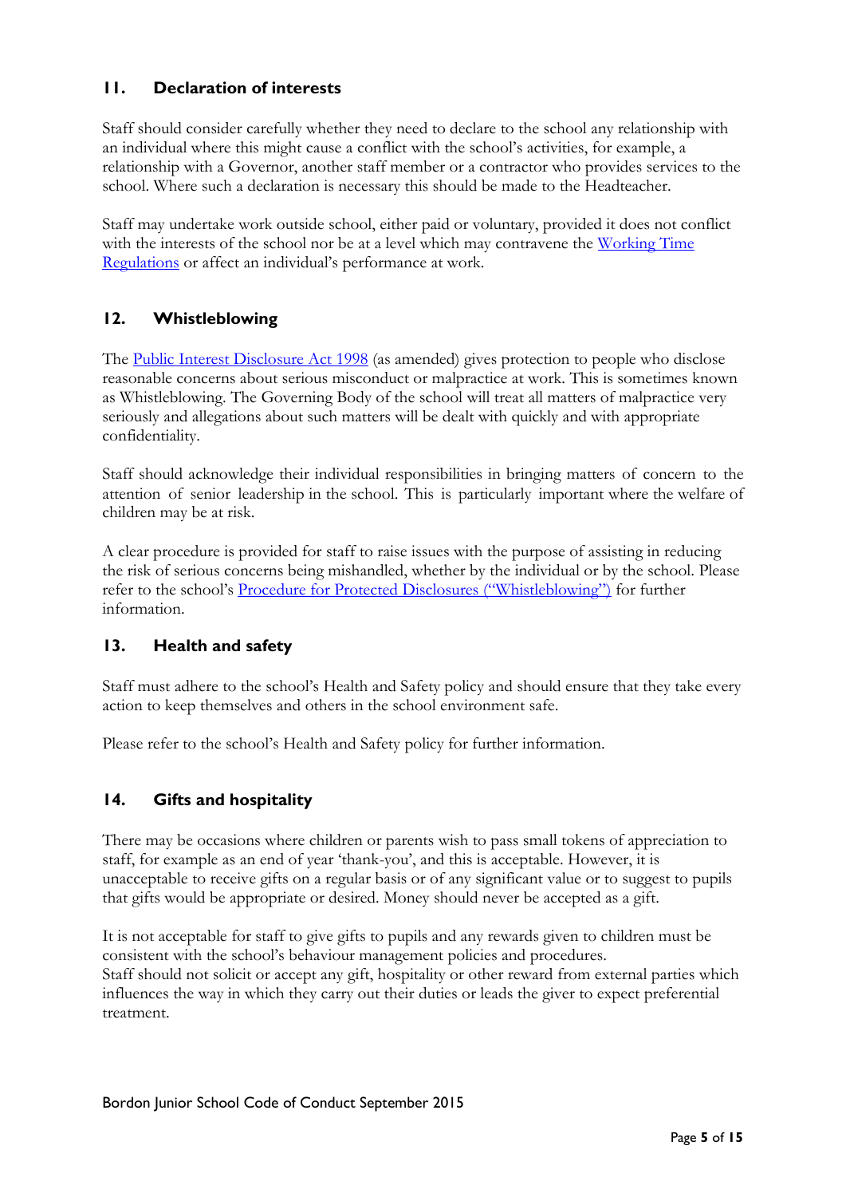## 11. Declaration of interests

Staff should consider carefully whether they need to declare to the school any relationship with an individual where this might cause a conflict with the school's activities, for example, a relationship with a Governor, another staff member or a contractor who provides services to the school. Where such a declaration is necessary this should be made to the Headteacher.

Staff may undertake work outside school, either paid or voluntary, provided it does not conflict with the interests of the school nor be at a level which may contravene the Working Time Regulations or affect an individual's performance at work.

## 12. Whistleblowing

The Public Interest Disclosure Act 1998 (as amended) gives protection to people who disclose reasonable concerns about serious misconduct or malpractice at work. This is sometimes known as Whistleblowing. The Governing Body of the school will treat all matters of malpractice very seriously and allegations about such matters will be dealt with quickly and with appropriate confidentiality.

Staff should acknowledge their individual responsibilities in bringing matters of concern to the attention of senior leadership in the school. This is particularly important where the welfare of children may be at risk.

A clear procedure is provided for staff to raise issues with the purpose of assisting in reducing the risk of serious concerns being mishandled, whether by the individual or by the school. Please refer to the school's Procedure for Protected Disclosures ("Whistleblowing") for further information.

## 13. Health and safety

Staff must adhere to the school's Health and Safety policy and should ensure that they take every action to keep themselves and others in the school environment safe.

Please refer to the school's Health and Safety policy for further information.

## 14. Gifts and hospitality

There may be occasions where children or parents wish to pass small tokens of appreciation to staff, for example as an end of year 'thank-you', and this is acceptable. However, it is unacceptable to receive gifts on a regular basis or of any significant value or to suggest to pupils that gifts would be appropriate or desired. Money should never be accepted as a gift.

It is not acceptable for staff to give gifts to pupils and any rewards given to children must be consistent with the school's behaviour management policies and procedures.
Staff should not solicit or accept any gift, hospitality or other reward from external parties which influences the way in which they carry out their duties or leads the giver to expect preferential treatment.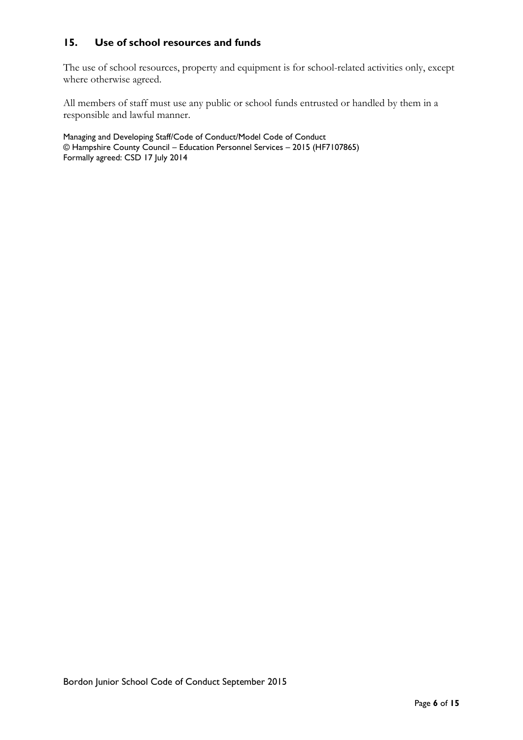## 15. Use of school resources and funds

The use of school resources, property and equipment is for school-related activities only, except where otherwise agreed.

All members of staff must use any public or school funds entrusted or handled by them in a responsible and lawful manner.

Managing and Developing Staff/Code of Conduct/Model Code of Conduct
© Hampshire County Council – Education Personnel Services – 2015 (HF7107865)
Formally agreed: CSD 17 July 2014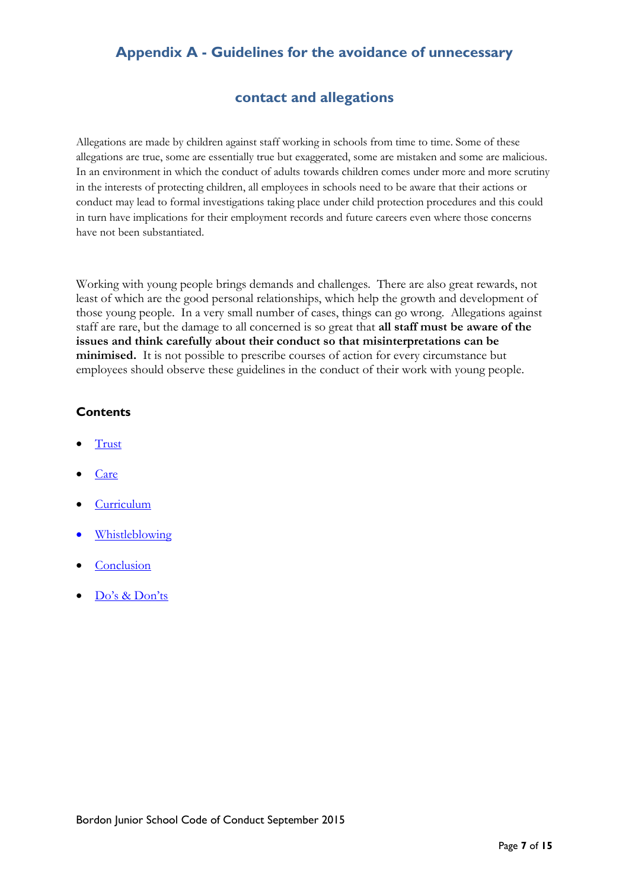## Appendix A - Guidelines for the avoidance of unnecessary contact and allegations

Allegations are made by children against staff working in schools from time to time. Some of these allegations are true, some are essentially true but exaggerated, some are mistaken and some are malicious. In an environment in which the conduct of adults towards children comes under more and more scrutiny in the interests of protecting children, all employees in schools need to be aware that their actions or conduct may lead to formal investigations taking place under child protection procedures and this could in turn have implications for their employment records and future careers even where those concerns have not been substantiated.

Working with young people brings demands and challenges. There are also great rewards, not least of which are the good personal relationships, which help the growth and development of those young people. In a very small number of cases, things can go wrong. Allegations against staff are rare, but the damage to all concerned is so great that **all staff must be aware of the issues and think carefully about their conduct so that misinterpretations can be minimised.** It is not possible to prescribe courses of action for every circumstance but employees should observe these guidelines in the conduct of their work with young people.

**Contents**

- Trust
- Care
- Curriculum
- Whistleblowing
- Conclusion
- Do's & Don'ts

Bordon Junior School Code of Conduct September 2015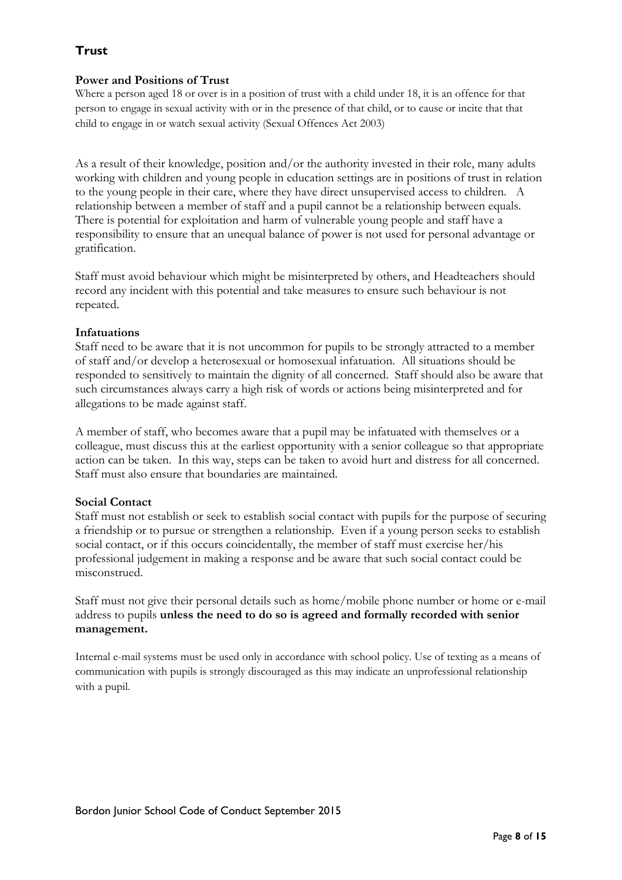## Trust

### Power and Positions of Trust

Where a person aged 18 or over is in a position of trust with a child under 18, it is an offence for that person to engage in sexual activity with or in the presence of that child, or to cause or incite that that child to engage in or watch sexual activity (Sexual Offences Act 2003)

As a result of their knowledge, position and/or the authority invested in their role, many adults working with children and young people in education settings are in positions of trust in relation to the young people in their care, where they have direct unsupervised access to children. A relationship between a member of staff and a pupil cannot be a relationship between equals. There is potential for exploitation and harm of vulnerable young people and staff have a responsibility to ensure that an unequal balance of power is not used for personal advantage or gratification.

Staff must avoid behaviour which might be misinterpreted by others, and Headteachers should record any incident with this potential and take measures to ensure such behaviour is not repeated.

### Infatuations

Staff need to be aware that it is not uncommon for pupils to be strongly attracted to a member of staff and/or develop a heterosexual or homosexual infatuation. All situations should be responded to sensitively to maintain the dignity of all concerned. Staff should also be aware that such circumstances always carry a high risk of words or actions being misinterpreted and for allegations to be made against staff.

A member of staff, who becomes aware that a pupil may be infatuated with themselves or a colleague, must discuss this at the earliest opportunity with a senior colleague so that appropriate action can be taken. In this way, steps can be taken to avoid hurt and distress for all concerned. Staff must also ensure that boundaries are maintained.

### Social Contact

Staff must not establish or seek to establish social contact with pupils for the purpose of securing a friendship or to pursue or strengthen a relationship. Even if a young person seeks to establish social contact, or if this occurs coincidentally, the member of staff must exercise her/his professional judgement in making a response and be aware that such social contact could be misconstrued.

Staff must not give their personal details such as home/mobile phone number or home or e-mail address to pupils **unless the need to do so is agreed and formally recorded with senior management.**

Internal e-mail systems must be used only in accordance with school policy. Use of texting as a means of communication with pupils is strongly discouraged as this may indicate an unprofessional relationship with a pupil.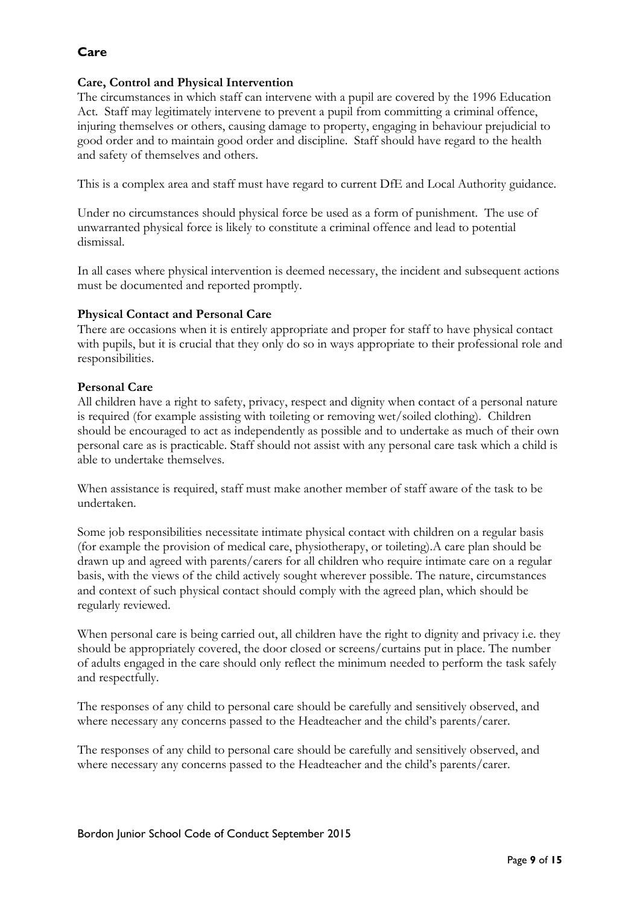## Care

### Care, Control and Physical Intervention

The circumstances in which staff can intervene with a pupil are covered by the 1996 Education Act. Staff may legitimately intervene to prevent a pupil from committing a criminal offence, injuring themselves or others, causing damage to property, engaging in behaviour prejudicial to good order and to maintain good order and discipline. Staff should have regard to the health and safety of themselves and others.

This is a complex area and staff must have regard to current DfE and Local Authority guidance.

Under no circumstances should physical force be used as a form of punishment. The use of unwarranted physical force is likely to constitute a criminal offence and lead to potential dismissal.

In all cases where physical intervention is deemed necessary, the incident and subsequent actions must be documented and reported promptly.

### Physical Contact and Personal Care

There are occasions when it is entirely appropriate and proper for staff to have physical contact with pupils, but it is crucial that they only do so in ways appropriate to their professional role and responsibilities.

### Personal Care

All children have a right to safety, privacy, respect and dignity when contact of a personal nature is required (for example assisting with toileting or removing wet/soiled clothing). Children should be encouraged to act as independently as possible and to undertake as much of their own personal care as is practicable. Staff should not assist with any personal care task which a child is able to undertake themselves.

When assistance is required, staff must make another member of staff aware of the task to be undertaken.

Some job responsibilities necessitate intimate physical contact with children on a regular basis (for example the provision of medical care, physiotherapy, or toileting).A care plan should be drawn up and agreed with parents/carers for all children who require intimate care on a regular basis, with the views of the child actively sought wherever possible. The nature, circumstances and context of such physical contact should comply with the agreed plan, which should be regularly reviewed.

When personal care is being carried out, all children have the right to dignity and privacy i.e. they should be appropriately covered, the door closed or screens/curtains put in place. The number of adults engaged in the care should only reflect the minimum needed to perform the task safely and respectfully.

The responses of any child to personal care should be carefully and sensitively observed, and where necessary any concerns passed to the Headteacher and the child's parents/carer.

The responses of any child to personal care should be carefully and sensitively observed, and where necessary any concerns passed to the Headteacher and the child's parents/carer.

Bordon Junior School Code of Conduct September 2015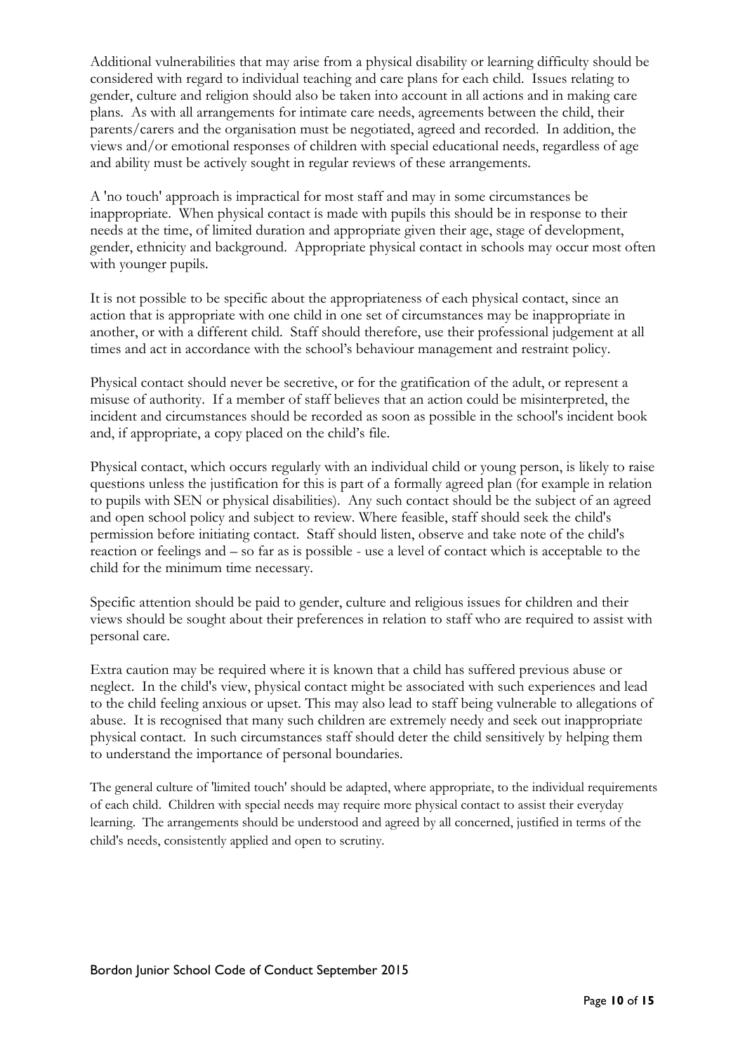Additional vulnerabilities that may arise from a physical disability or learning difficulty should be considered with regard to individual teaching and care plans for each child. Issues relating to gender, culture and religion should also be taken into account in all actions and in making care plans. As with all arrangements for intimate care needs, agreements between the child, their parents/carers and the organisation must be negotiated, agreed and recorded. In addition, the views and/or emotional responses of children with special educational needs, regardless of age and ability must be actively sought in regular reviews of these arrangements.

A 'no touch' approach is impractical for most staff and may in some circumstances be inappropriate. When physical contact is made with pupils this should be in response to their needs at the time, of limited duration and appropriate given their age, stage of development, gender, ethnicity and background. Appropriate physical contact in schools may occur most often with younger pupils.

It is not possible to be specific about the appropriateness of each physical contact, since an action that is appropriate with one child in one set of circumstances may be inappropriate in another, or with a different child. Staff should therefore, use their professional judgement at all times and act in accordance with the school's behaviour management and restraint policy.

Physical contact should never be secretive, or for the gratification of the adult, or represent a misuse of authority. If a member of staff believes that an action could be misinterpreted, the incident and circumstances should be recorded as soon as possible in the school's incident book and, if appropriate, a copy placed on the child's file.

Physical contact, which occurs regularly with an individual child or young person, is likely to raise questions unless the justification for this is part of a formally agreed plan (for example in relation to pupils with SEN or physical disabilities). Any such contact should be the subject of an agreed and open school policy and subject to review. Where feasible, staff should seek the child's permission before initiating contact. Staff should listen, observe and take note of the child's reaction or feelings and – so far as is possible - use a level of contact which is acceptable to the child for the minimum time necessary.

Specific attention should be paid to gender, culture and religious issues for children and their views should be sought about their preferences in relation to staff who are required to assist with personal care.

Extra caution may be required where it is known that a child has suffered previous abuse or neglect. In the child's view, physical contact might be associated with such experiences and lead to the child feeling anxious or upset. This may also lead to staff being vulnerable to allegations of abuse. It is recognised that many such children are extremely needy and seek out inappropriate physical contact. In such circumstances staff should deter the child sensitively by helping them to understand the importance of personal boundaries.

The general culture of 'limited touch' should be adapted, where appropriate, to the individual requirements of each child. Children with special needs may require more physical contact to assist their everyday learning. The arrangements should be understood and agreed by all concerned, justified in terms of the child's needs, consistently applied and open to scrutiny.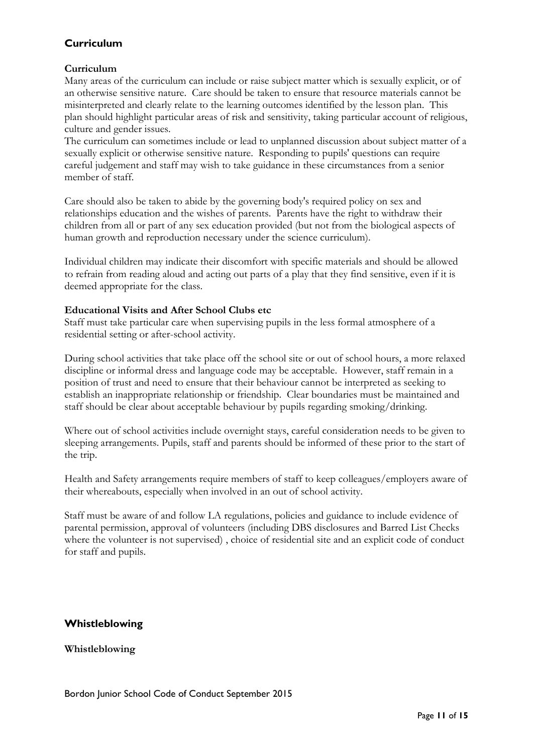## Curriculum

### Curriculum

Many areas of the curriculum can include or raise subject matter which is sexually explicit, or of an otherwise sensitive nature. Care should be taken to ensure that resource materials cannot be misinterpreted and clearly relate to the learning outcomes identified by the lesson plan. This plan should highlight particular areas of risk and sensitivity, taking particular account of religious, culture and gender issues.

The curriculum can sometimes include or lead to unplanned discussion about subject matter of a sexually explicit or otherwise sensitive nature. Responding to pupils' questions can require careful judgement and staff may wish to take guidance in these circumstances from a senior member of staff.

Care should also be taken to abide by the governing body's required policy on sex and relationships education and the wishes of parents. Parents have the right to withdraw their children from all or part of any sex education provided (but not from the biological aspects of human growth and reproduction necessary under the science curriculum).

Individual children may indicate their discomfort with specific materials and should be allowed to refrain from reading aloud and acting out parts of a play that they find sensitive, even if it is deemed appropriate for the class.

### Educational Visits and After School Clubs etc

Staff must take particular care when supervising pupils in the less formal atmosphere of a residential setting or after-school activity.

During school activities that take place off the school site or out of school hours, a more relaxed discipline or informal dress and language code may be acceptable. However, staff remain in a position of trust and need to ensure that their behaviour cannot be interpreted as seeking to establish an inappropriate relationship or friendship. Clear boundaries must be maintained and staff should be clear about acceptable behaviour by pupils regarding smoking/drinking.

Where out of school activities include overnight stays, careful consideration needs to be given to sleeping arrangements. Pupils, staff and parents should be informed of these prior to the start of the trip.

Health and Safety arrangements require members of staff to keep colleagues/employers aware of their whereabouts, especially when involved in an out of school activity.

Staff must be aware of and follow LA regulations, policies and guidance to include evidence of parental permission, approval of volunteers (including DBS disclosures and Barred List Checks where the volunteer is not supervised) , choice of residential site and an explicit code of conduct for staff and pupils.

## Whistleblowing

### Whistleblowing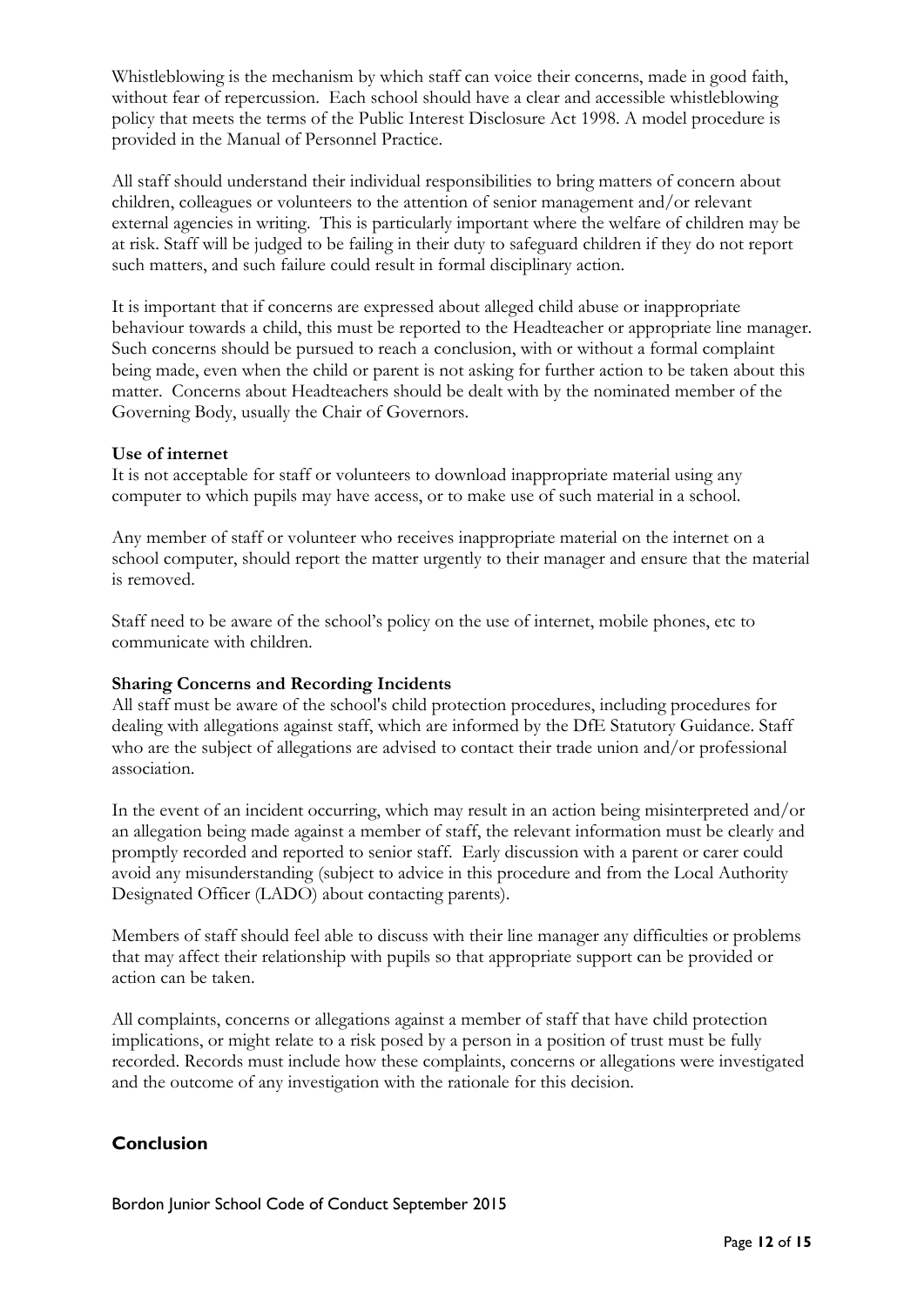Whistleblowing is the mechanism by which staff can voice their concerns, made in good faith, without fear of repercussion. Each school should have a clear and accessible whistleblowing policy that meets the terms of the Public Interest Disclosure Act 1998. A model procedure is provided in the Manual of Personnel Practice.

All staff should understand their individual responsibilities to bring matters of concern about children, colleagues or volunteers to the attention of senior management and/or relevant external agencies in writing. This is particularly important where the welfare of children may be at risk. Staff will be judged to be failing in their duty to safeguard children if they do not report such matters, and such failure could result in formal disciplinary action.

It is important that if concerns are expressed about alleged child abuse or inappropriate behaviour towards a child, this must be reported to the Headteacher or appropriate line manager. Such concerns should be pursued to reach a conclusion, with or without a formal complaint being made, even when the child or parent is not asking for further action to be taken about this matter. Concerns about Headteachers should be dealt with by the nominated member of the Governing Body, usually the Chair of Governors.

**Use of internet**
It is not acceptable for staff or volunteers to download inappropriate material using any computer to which pupils may have access, or to make use of such material in a school.

Any member of staff or volunteer who receives inappropriate material on the internet on a school computer, should report the matter urgently to their manager and ensure that the material is removed.

Staff need to be aware of the school's policy on the use of internet, mobile phones, etc to communicate with children.

**Sharing Concerns and Recording Incidents**
All staff must be aware of the school's child protection procedures, including procedures for dealing with allegations against staff, which are informed by the DfE Statutory Guidance. Staff who are the subject of allegations are advised to contact their trade union and/or professional association.

In the event of an incident occurring, which may result in an action being misinterpreted and/or an allegation being made against a member of staff, the relevant information must be clearly and promptly recorded and reported to senior staff. Early discussion with a parent or carer could avoid any misunderstanding (subject to advice in this procedure and from the Local Authority Designated Officer (LADO) about contacting parents).

Members of staff should feel able to discuss with their line manager any difficulties or problems that may affect their relationship with pupils so that appropriate support can be provided or action can be taken.

All complaints, concerns or allegations against a member of staff that have child protection implications, or might relate to a risk posed by a person in a position of trust must be fully recorded. Records must include how these complaints, concerns or allegations were investigated and the outcome of any investigation with the rationale for this decision.

## Conclusion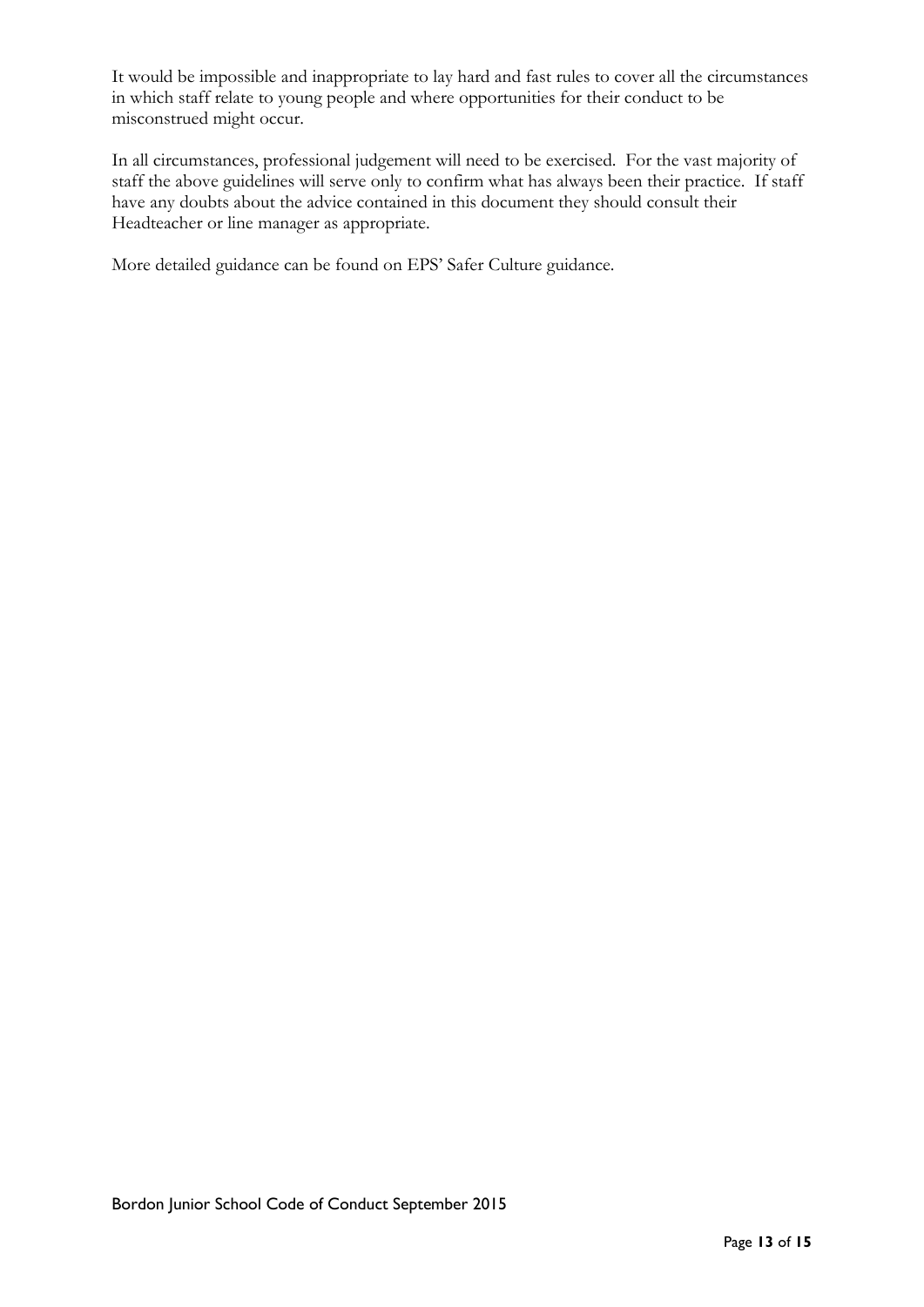It would be impossible and inappropriate to lay hard and fast rules to cover all the circumstances in which staff relate to young people and where opportunities for their conduct to be misconstrued might occur.

In all circumstances, professional judgement will need to be exercised. For the vast majority of staff the above guidelines will serve only to confirm what has always been their practice. If staff have any doubts about the advice contained in this document they should consult their Headteacher or line manager as appropriate.

More detailed guidance can be found on EPS' Safer Culture guidance.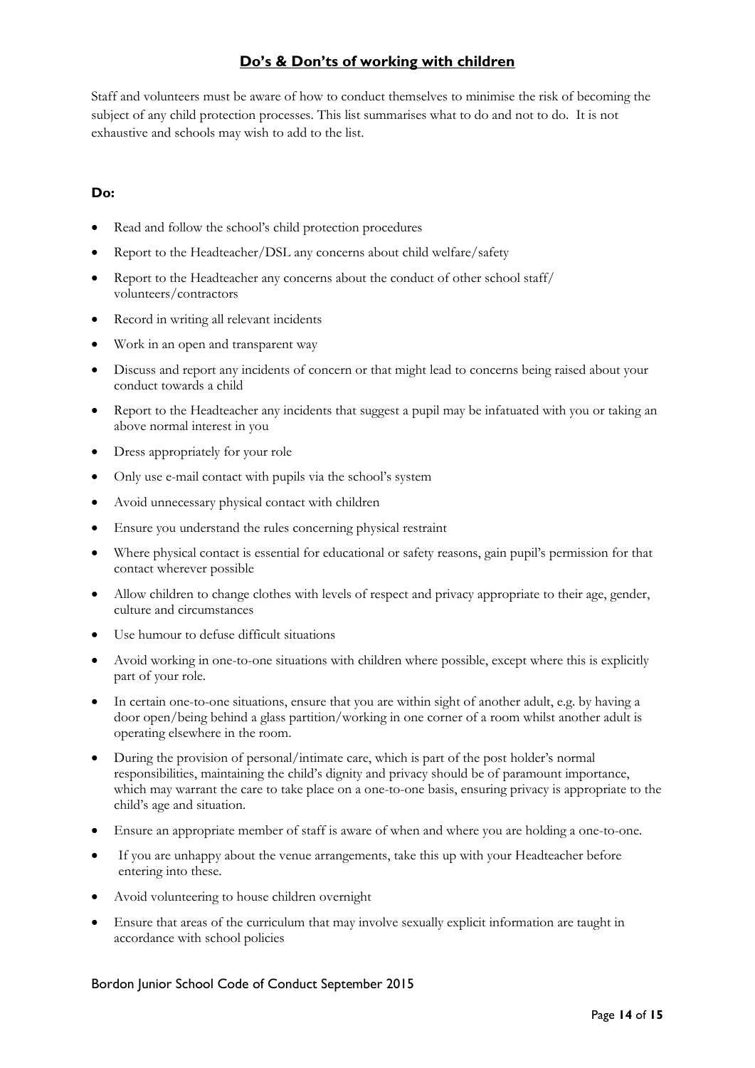## Do's & Don'ts of working with children

Staff and volunteers must be aware of how to conduct themselves to minimise the risk of becoming the subject of any child protection processes. This list summarises what to do and not to do. It is not exhaustive and schools may wish to add to the list.

### Do:

- Read and follow the school's child protection procedures
- Report to the Headteacher/DSL any concerns about child welfare/safety
- Report to the Headteacher any concerns about the conduct of other school staff/ volunteers/contractors
- Record in writing all relevant incidents
- Work in an open and transparent way
- Discuss and report any incidents of concern or that might lead to concerns being raised about your conduct towards a child
- Report to the Headteacher any incidents that suggest a pupil may be infatuated with you or taking an above normal interest in you
- Dress appropriately for your role
- Only use e-mail contact with pupils via the school's system
- Avoid unnecessary physical contact with children
- Ensure you understand the rules concerning physical restraint
- Where physical contact is essential for educational or safety reasons, gain pupil's permission for that contact wherever possible
- Allow children to change clothes with levels of respect and privacy appropriate to their age, gender, culture and circumstances
- Use humour to defuse difficult situations
- Avoid working in one-to-one situations with children where possible, except where this is explicitly part of your role.
- In certain one-to-one situations, ensure that you are within sight of another adult, e.g. by having a door open/being behind a glass partition/working in one corner of a room whilst another adult is operating elsewhere in the room.
- During the provision of personal/intimate care, which is part of the post holder's normal responsibilities, maintaining the child's dignity and privacy should be of paramount importance, which may warrant the care to take place on a one-to-one basis, ensuring privacy is appropriate to the child's age and situation.
- Ensure an appropriate member of staff is aware of when and where you are holding a one-to-one.
- If you are unhappy about the venue arrangements, take this up with your Headteacher before entering into these.
- Avoid volunteering to house children overnight
- Ensure that areas of the curriculum that may involve sexually explicit information are taught in accordance with school policies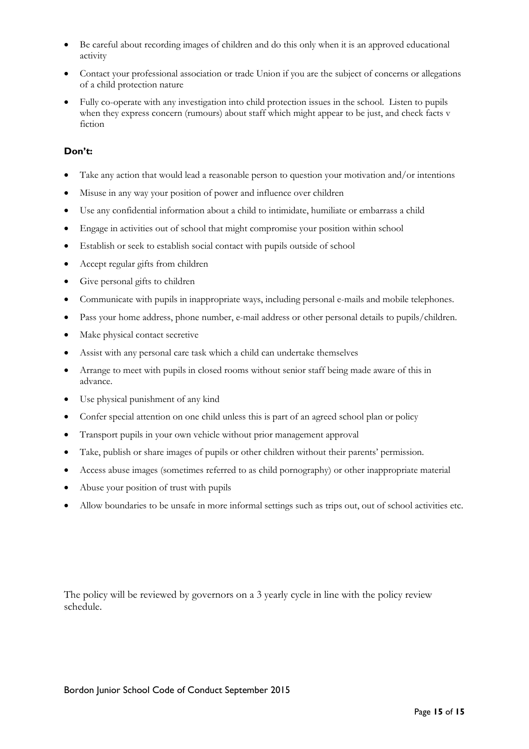- Be careful about recording images of children and do this only when it is an approved educational activity
- Contact your professional association or trade Union if you are the subject of concerns or allegations of a child protection nature
- Fully co-operate with any investigation into child protection issues in the school. Listen to pupils when they express concern (rumours) about staff which might appear to be just, and check facts v fiction

**Don't:**

- Take any action that would lead a reasonable person to question your motivation and/or intentions
- Misuse in any way your position of power and influence over children
- Use any confidential information about a child to intimidate, humiliate or embarrass a child
- Engage in activities out of school that might compromise your position within school
- Establish or seek to establish social contact with pupils outside of school
- Accept regular gifts from children
- Give personal gifts to children
- Communicate with pupils in inappropriate ways, including personal e-mails and mobile telephones.
- Pass your home address, phone number, e-mail address or other personal details to pupils/children.
- Make physical contact secretive
- Assist with any personal care task which a child can undertake themselves
- Arrange to meet with pupils in closed rooms without senior staff being made aware of this in advance.
- Use physical punishment of any kind
- Confer special attention on one child unless this is part of an agreed school plan or policy
- Transport pupils in your own vehicle without prior management approval
- Take, publish or share images of pupils or other children without their parents' permission.
- Access abuse images (sometimes referred to as child pornography) or other inappropriate material
- Abuse your position of trust with pupils
- Allow boundaries to be unsafe in more informal settings such as trips out, out of school activities etc.

The policy will be reviewed by governors on a 3 yearly cycle in line with the policy review schedule.